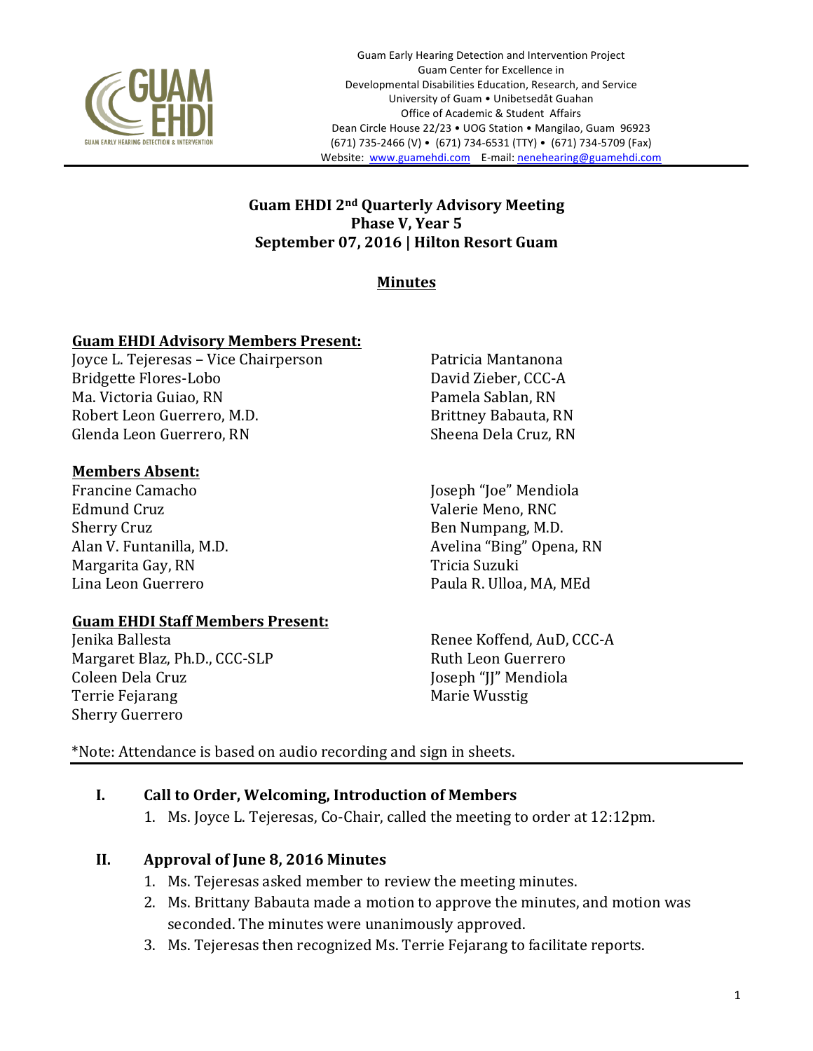Guam Early Hearing Detection and Intervention Project
Guam Center for Excellence in
Developmental Disabilities Education, Research, and Service
University of Guam • Unibetsedåt Guahan
Office of Academic & Student Affairs
Dean Circle House 22/23 • UOG Station • Mangilao, Guam 96923
(671) 735-2466 (V) • (671) 734-6531 (TTY) • (671) 734-5709 (Fax)
Website: www.guamehdi.com E-mail: nenehearing@guamehdi.com

# Guam EHDI 2nd Quarterly Advisory Meeting
## Phase V, Year 5
## September 07, 2016 | Hilton Resort Guam

## Minutes

**Guam EHDI Advisory Members Present:**

Joyce L. Tejeresas – Vice Chairperson
Bridgette Flores-Lobo
Ma. Victoria Guiao, RN
Robert Leon Guerrero, M.D.
Glenda Leon Guerrero, RN
Patricia Mantanona
David Zieber, CCC-A
Pamela Sablan, RN
Brittney Babauta, RN
Sheena Dela Cruz, RN

**Members Absent:**

Francine Camacho
Edmund Cruz
Sherry Cruz
Alan V. Funtanilla, M.D.
Margarita Gay, RN
Lina Leon Guerrero
Joseph "Joe" Mendiola
Valerie Meno, RNC
Ben Numpang, M.D.
Avelina "Bing" Opena, RN
Tricia Suzuki
Paula R. Ulloa, MA, MEd

**Guam EHDI Staff Members Present:**

Jenika Ballesta
Margaret Blaz, Ph.D., CCC-SLP
Coleen Dela Cruz
Terrie Fejarang
Sherry Guerrero
Renee Koffend, AuD, CCC-A
Ruth Leon Guerrero
Joseph "JJ" Mendiola
Marie Wusstig

*Note: Attendance is based on audio recording and sign in sheets.

### I. Call to Order, Welcoming, Introduction of Members

1. Ms. Joyce L. Tejeresas, Co-Chair, called the meeting to order at 12:12pm.

### II. Approval of June 8, 2016 Minutes

1. Ms. Tejeresas asked member to review the meeting minutes.
2. Ms. Brittany Babauta made a motion to approve the minutes, and motion was seconded. The minutes were unanimously approved.
3. Ms. Tejeresas then recognized Ms. Terrie Fejarang to facilitate reports.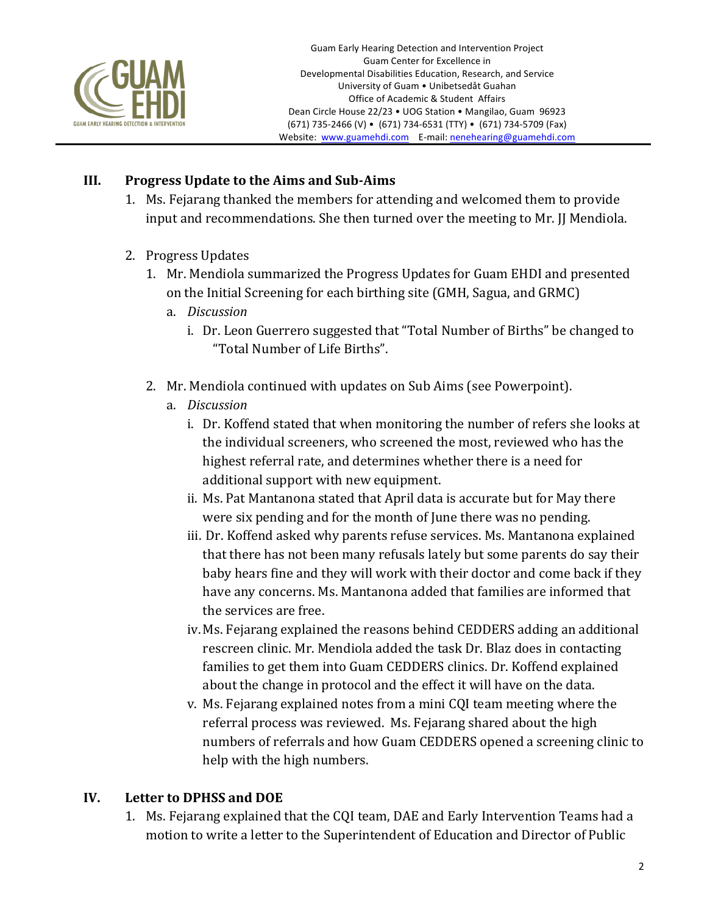## III. Progress Update to the Aims and Sub-Aims

1. Ms. Fejarang thanked the members for attending and welcomed them to provide input and recommendations. She then turned over the meeting to Mr. JJ Mendiola.

2. Progress Updates
   1. Mr. Mendiola summarized the Progress Updates for Guam EHDI and presented on the Initial Screening for each birthing site (GMH, Sagua, and GRMC)
      a. *Discussion*
         i. Dr. Leon Guerrero suggested that "Total Number of Births" be changed to "Total Number of Life Births".

   2. Mr. Mendiola continued with updates on Sub Aims (see Powerpoint).
      a. *Discussion*
         i. Dr. Koffend stated that when monitoring the number of refers she looks at the individual screeners, who screened the most, reviewed who has the highest referral rate, and determines whether there is a need for additional support with new equipment.
         ii. Ms. Pat Mantanona stated that April data is accurate but for May there were six pending and for the month of June there was no pending.
         iii. Dr. Koffend asked why parents refuse services. Ms. Mantanona explained that there has not been many refusals lately but some parents do say their baby hears fine and they will work with their doctor and come back if they have any concerns. Ms. Mantanona added that families are informed that the services are free.
         iv. Ms. Fejarang explained the reasons behind CEDDERS adding an additional rescreen clinic. Mr. Mendiola added the task Dr. Blaz does in contacting families to get them into Guam CEDDERS clinics. Dr. Koffend explained about the change in protocol and the effect it will have on the data.
         v. Ms. Fejarang explained notes from a mini CQI team meeting where the referral process was reviewed. Ms. Fejarang shared about the high numbers of referrals and how Guam CEDDERS opened a screening clinic to help with the high numbers.

## IV. Letter to DPHSS and DOE

1. Ms. Fejarang explained that the CQI team, DAE and Early Intervention Teams had a motion to write a letter to the Superintendent of Education and Director of Public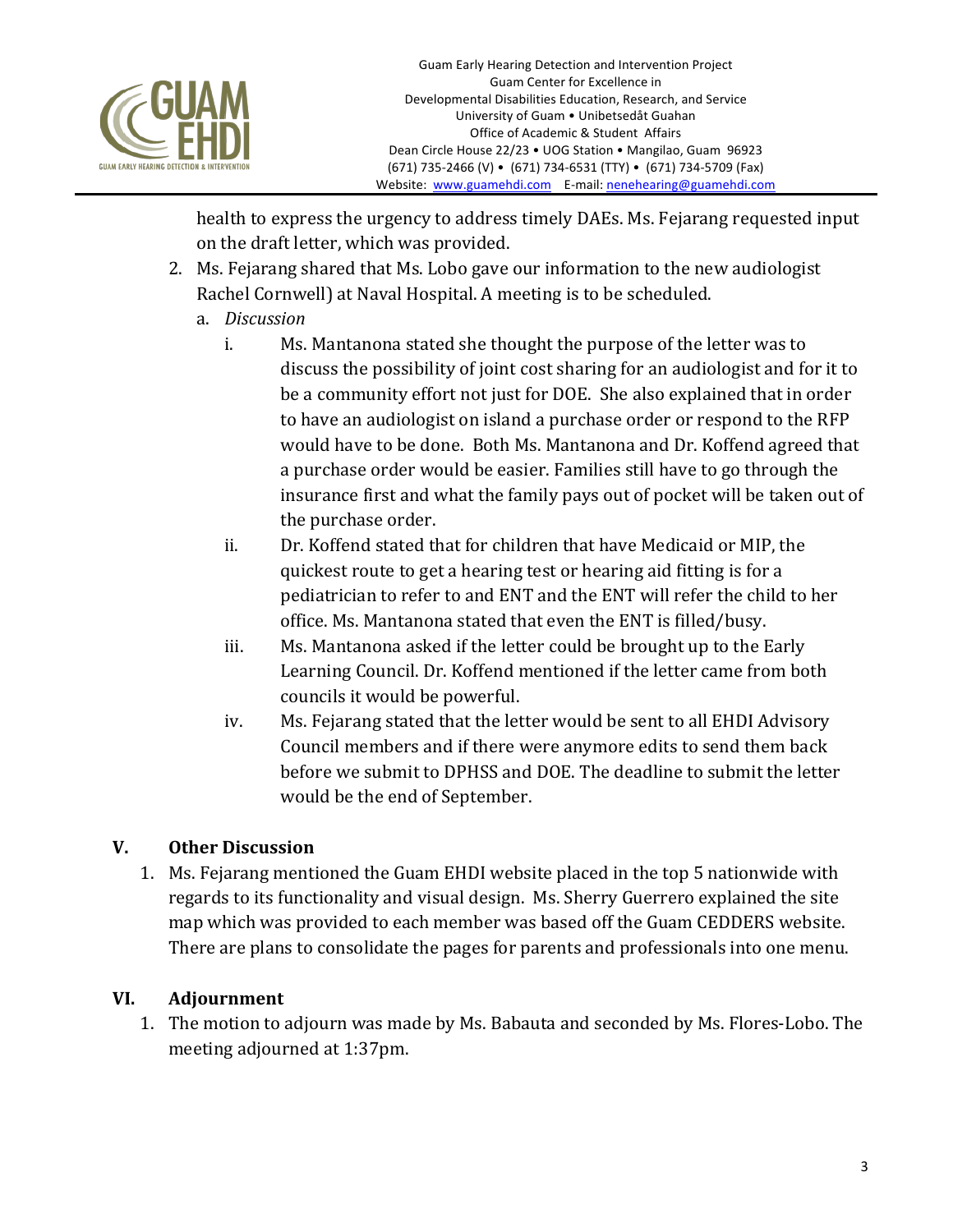health to express the urgency to address timely DAEs. Ms. Fejarang requested input on the draft letter, which was provided.

2. Ms. Fejarang shared that Ms. Lobo gave our information to the new audiologist Rachel Cornwell) at Naval Hospital. A meeting is to be scheduled.
   a. *Discussion*
      i. Ms. Mantanona stated she thought the purpose of the letter was to discuss the possibility of joint cost sharing for an audiologist and for it to be a community effort not just for DOE. She also explained that in order to have an audiologist on island a purchase order or respond to the RFP would have to be done. Both Ms. Mantanona and Dr. Koffend agreed that a purchase order would be easier. Families still have to go through the insurance first and what the family pays out of pocket will be taken out of the purchase order.
      ii. Dr. Koffend stated that for children that have Medicaid or MIP, the quickest route to get a hearing test or hearing aid fitting is for a pediatrician to refer to and ENT and the ENT will refer the child to her office. Ms. Mantanona stated that even the ENT is filled/busy.
      iii. Ms. Mantanona asked if the letter could be brought up to the Early Learning Council. Dr. Koffend mentioned if the letter came from both councils it would be powerful.
      iv. Ms. Fejarang stated that the letter would be sent to all EHDI Advisory Council members and if there were anymore edits to send them back before we submit to DPHSS and DOE. The deadline to submit the letter would be the end of September.

## V. Other Discussion

1. Ms. Fejarang mentioned the Guam EHDI website placed in the top 5 nationwide with regards to its functionality and visual design. Ms. Sherry Guerrero explained the site map which was provided to each member was based off the Guam CEDDERS website. There are plans to consolidate the pages for parents and professionals into one menu.

## VI. Adjournment

1. The motion to adjourn was made by Ms. Babauta and seconded by Ms. Flores-Lobo. The meeting adjourned at 1:37pm.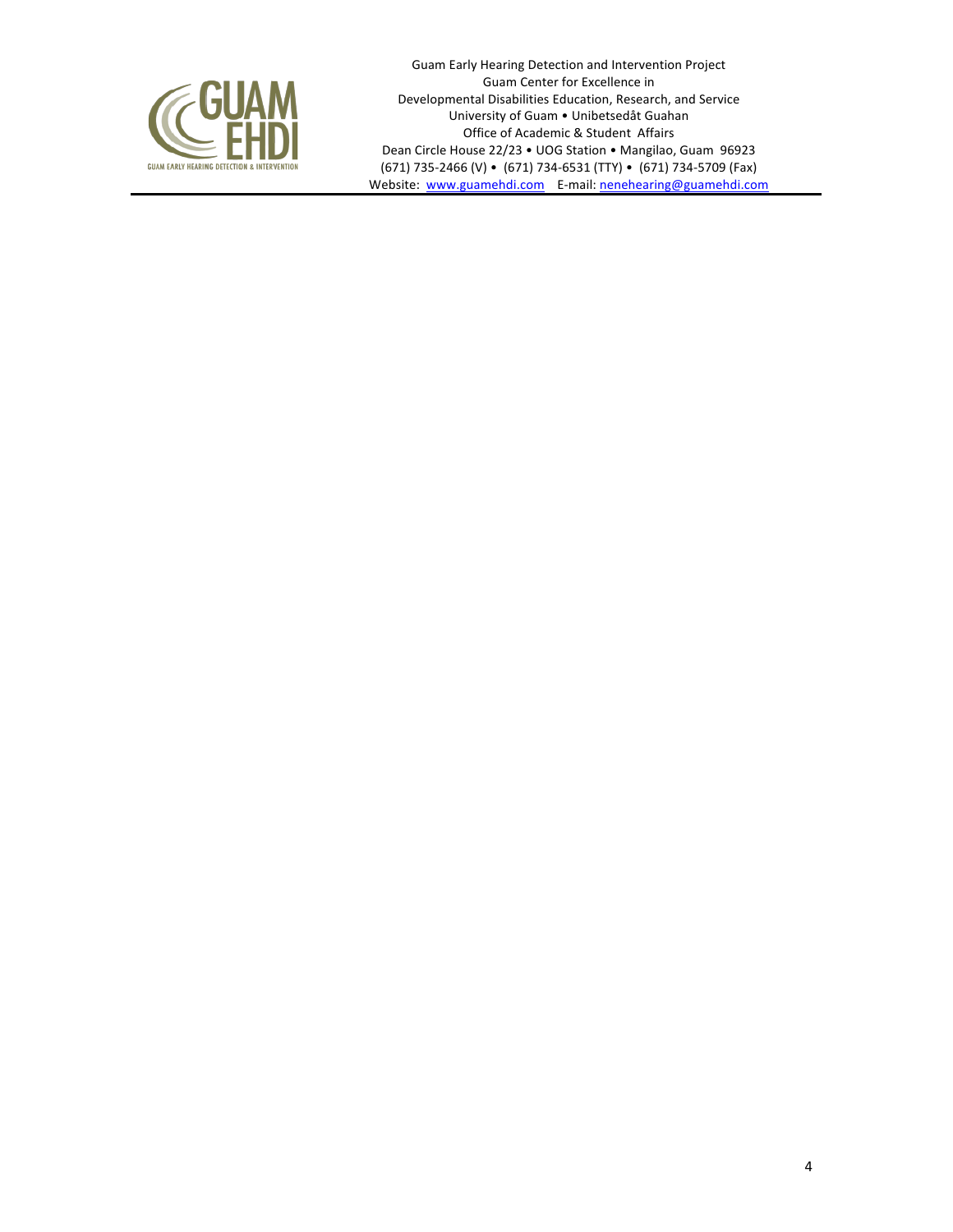Guam Early Hearing Detection and Intervention Project
Guam Center for Excellence in
Developmental Disabilities Education, Research, and Service
University of Guam • Unibetsedåt Guahan
Office of Academic & Student Affairs
Dean Circle House 22/23 • UOG Station • Mangilao, Guam 96923
(671) 735-2466 (V) • (671) 734-6531 (TTY) • (671) 734-5709 (Fax)
Website: www.guamehdi.com E-mail: nenehearing@guamehdi.com